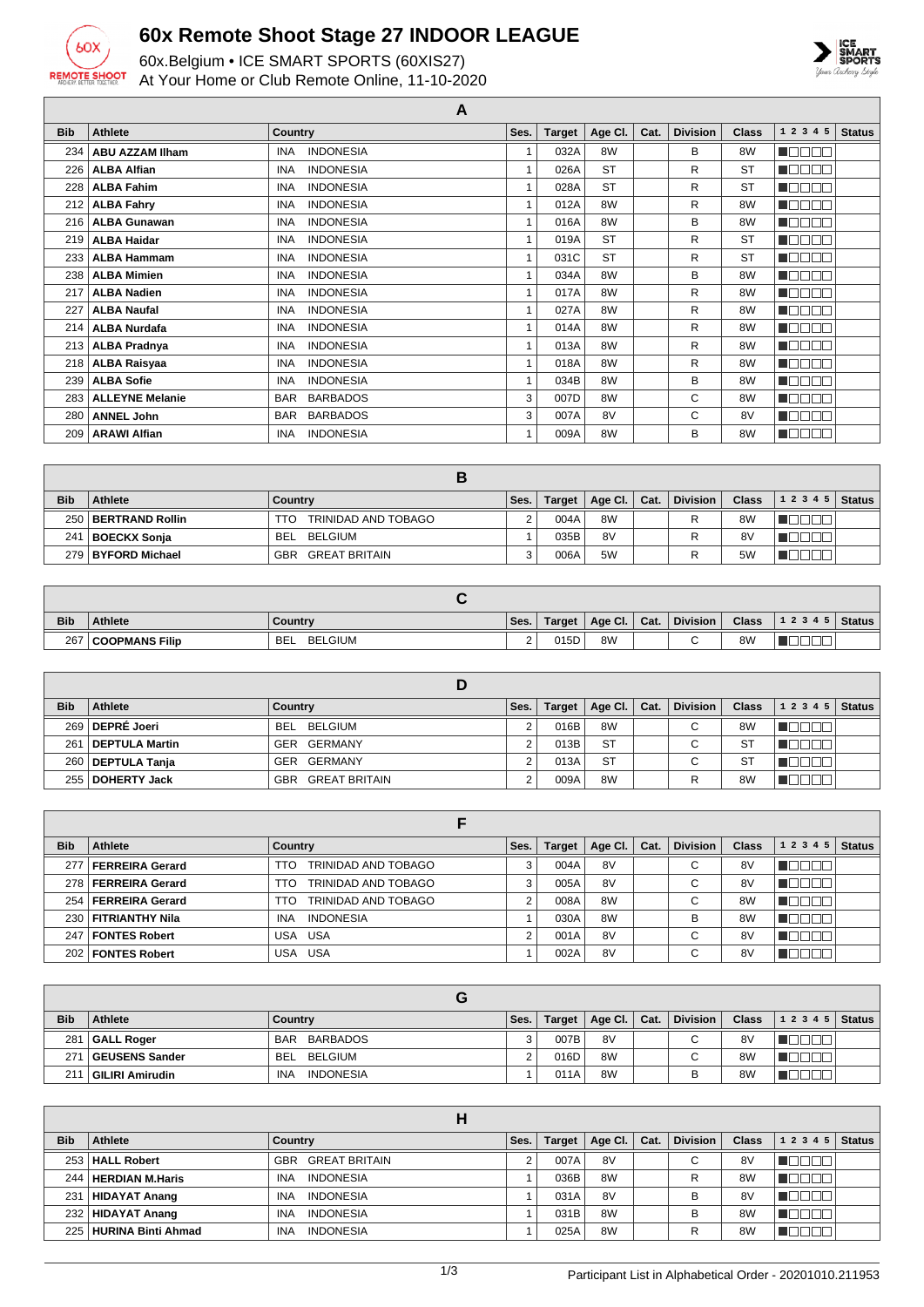# 60x Remote Shoot Stage 27 INDOOR LEAGUE

60x.Belgium • ICE SMART SPORTS (60XIS27)
At Your Home or Club Remote Online, 11-10-2020

## A

| Bib | Athlete | Country | | Ses. | Target | Age Cl. | Cat. | Division | Class | 1 2 3 4 5 | Status |
|---|---|---|---|---|---|---|---|---|---|---|---|
| 234 | ABU AZZAM Ilham | INA | INDONESIA | 1 | 032A | 8W | | B | 8W | | |
| 226 | ALBA Alfian | INA | INDONESIA | 1 | 026A | ST | | R | ST | | |
| 228 | ALBA Fahim | INA | INDONESIA | 1 | 028A | ST | | R | ST | | |
| 212 | ALBA Fahry | INA | INDONESIA | 1 | 012A | 8W | | R | 8W | | |
| 216 | ALBA Gunawan | INA | INDONESIA | 1 | 016A | 8W | | B | 8W | | |
| 219 | ALBA Haidar | INA | INDONESIA | 1 | 019A | ST | | R | ST | | |
| 233 | ALBA Hammam | INA | INDONESIA | 1 | 031C | ST | | R | ST | | |
| 238 | ALBA Mimien | INA | INDONESIA | 1 | 034A | 8W | | B | 8W | | |
| 217 | ALBA Nadien | INA | INDONESIA | 1 | 017A | 8W | | R | 8W | | |
| 227 | ALBA Naufal | INA | INDONESIA | 1 | 027A | 8W | | R | 8W | | |
| 214 | ALBA Nurdafa | INA | INDONESIA | 1 | 014A | 8W | | R | 8W | | |
| 213 | ALBA Pradnya | INA | INDONESIA | 1 | 013A | 8W | | R | 8W | | |
| 218 | ALBA Raisyaa | INA | INDONESIA | 1 | 018A | 8W | | R | 8W | | |
| 239 | ALBA Sofie | INA | INDONESIA | 1 | 034B | 8W | | B | 8W | | |
| 283 | ALLEYNE Melanie | BAR | BARBADOS | 3 | 007D | 8W | | C | 8W | | |
| 280 | ANNEL John | BAR | BARBADOS | 3 | 007A | 8V | | C | 8V | | |
| 209 | ARAWI Alfian | INA | INDONESIA | 1 | 009A | 8W | | B | 8W | | |

## B

| Bib | Athlete | Country | | Ses. | Target | Age Cl. | Cat. | Division | Class | 1 2 3 4 5 | Status |
|---|---|---|---|---|---|---|---|---|---|---|---|
| 250 | BERTRAND Rollin | TTO | TRINIDAD AND TOBAGO | 2 | 004A | 8W | | R | 8W | | |
| 241 | BOECKX Sonja | BEL | BELGIUM | 1 | 035B | 8V | | R | 8V | | |
| 279 | BYFORD Michael | GBR | GREAT BRITAIN | 3 | 006A | 5W | | R | 5W | | |

## C

| Bib | Athlete | Country | | Ses. | Target | Age Cl. | Cat. | Division | Class | 1 2 3 4 5 | Status |
|---|---|---|---|---|---|---|---|---|---|---|---|
| 267 | COOPMANS Filip | BEL | BELGIUM | 2 | 015D | 8W | | C | 8W | | |

## D

| Bib | Athlete | Country | | Ses. | Target | Age Cl. | Cat. | Division | Class | 1 2 3 4 5 | Status |
|---|---|---|---|---|---|---|---|---|---|---|---|
| 269 | DEPRÉ Joeri | BEL | BELGIUM | 2 | 016B | 8W | | C | 8W | | |
| 261 | DEPTULA Martin | GER | GERMANY | 2 | 013B | ST | | C | ST | | |
| 260 | DEPTULA Tanja | GER | GERMANY | 2 | 013A | ST | | C | ST | | |
| 255 | DOHERTY Jack | GBR | GREAT BRITAIN | 2 | 009A | 8W | | R | 8W | | |

## F

| Bib | Athlete | Country | | Ses. | Target | Age Cl. | Cat. | Division | Class | 1 2 3 4 5 | Status |
|---|---|---|---|---|---|---|---|---|---|---|---|
| 277 | FERREIRA Gerard | TTO | TRINIDAD AND TOBAGO | 3 | 004A | 8V | | C | 8V | | |
| 278 | FERREIRA Gerard | TTO | TRINIDAD AND TOBAGO | 3 | 005A | 8V | | C | 8V | | |
| 254 | FERREIRA Gerard | TTO | TRINIDAD AND TOBAGO | 2 | 008A | 8W | | C | 8W | | |
| 230 | FITRIANTHY Nila | INA | INDONESIA | 1 | 030A | 8W | | B | 8W | | |
| 247 | FONTES Robert | USA | USA | 2 | 001A | 8V | | C | 8V | | |
| 202 | FONTES Robert | USA | USA | 1 | 002A | 8V | | C | 8V | | |

## G

| Bib | Athlete | Country | | Ses. | Target | Age Cl. | Cat. | Division | Class | 1 2 3 4 5 | Status |
|---|---|---|---|---|---|---|---|---|---|---|---|
| 281 | GALL Roger | BAR | BARBADOS | 3 | 007B | 8V | | C | 8V | | |
| 271 | GEUSENS Sander | BEL | BELGIUM | 2 | 016D | 8W | | C | 8W | | |
| 211 | GILIRI Amirudin | INA | INDONESIA | 1 | 011A | 8W | | B | 8W | | |

## H

| Bib | Athlete | Country | | Ses. | Target | Age Cl. | Cat. | Division | Class | 1 2 3 4 5 | Status |
|---|---|---|---|---|---|---|---|---|---|---|---|
| 253 | HALL Robert | GBR | GREAT BRITAIN | 2 | 007A | 8V | | C | 8V | | |
| 244 | HERDIAN M.Haris | INA | INDONESIA | 1 | 036B | 8W | | R | 8W | | |
| 231 | HIDAYAT Anang | INA | INDONESIA | 1 | 031A | 8V | | B | 8V | | |
| 232 | HIDAYAT Anang | INA | INDONESIA | 1 | 031B | 8W | | B | 8W | | |
| 225 | HURINA Binti Ahmad | INA | INDONESIA | 1 | 025A | 8W | | R | 8W | | |

Participant List in Alphabetical Order - 20201010.211953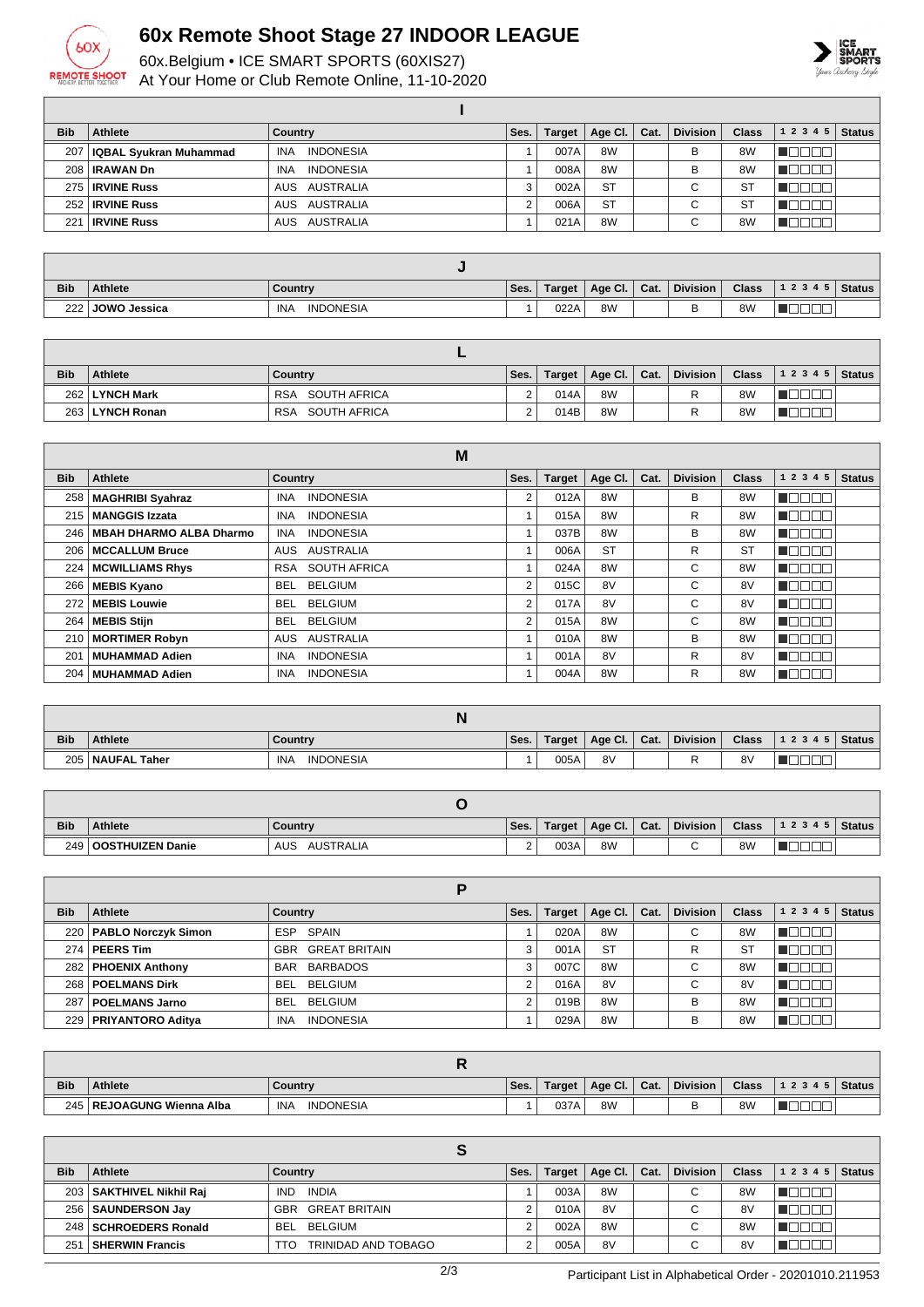# 60x Remote Shoot Stage 27 INDOOR LEAGUE

60x.Belgium • ICE SMART SPORTS (60XIS27)
At Your Home or Club Remote Online, 11-10-2020

## I

| Bib | Athlete | Country | Ses. | Target | Age Cl. | Cat. | Division | Class | 1 2 3 4 5 | Status |
|---|---|---|---|---|---|---|---|---|---|---|
| 207 | **IQBAL Syukran Muhammad** | INA INDONESIA | 1 | 007A | 8W | | B | 8W | | |
| 208 | **IRAWAN Dn** | INA INDONESIA | 1 | 008A | 8W | | B | 8W | | |
| 275 | **IRVINE Russ** | AUS AUSTRALIA | 3 | 002A | ST | | C | ST | | |
| 252 | **IRVINE Russ** | AUS AUSTRALIA | 2 | 006A | ST | | C | ST | | |
| 221 | **IRVINE Russ** | AUS AUSTRALIA | 1 | 021A | 8W | | C | 8W | | |

## J

| Bib | Athlete | Country | Ses. | Target | Age Cl. | Cat. | Division | Class | 1 2 3 4 5 | Status |
|---|---|---|---|---|---|---|---|---|---|---|
| 222 | **JOWO Jessica** | INA INDONESIA | 1 | 022A | 8W | | B | 8W | | |

## L

| Bib | Athlete | Country | Ses. | Target | Age Cl. | Cat. | Division | Class | 1 2 3 4 5 | Status |
|---|---|---|---|---|---|---|---|---|---|---|
| 262 | **LYNCH Mark** | RSA SOUTH AFRICA | 2 | 014A | 8W | | R | 8W | | |
| 263 | **LYNCH Ronan** | RSA SOUTH AFRICA | 2 | 014B | 8W | | R | 8W | | |

## M

| Bib | Athlete | Country | Ses. | Target | Age Cl. | Cat. | Division | Class | 1 2 3 4 5 | Status |
|---|---|---|---|---|---|---|---|---|---|---|
| 258 | **MAGHRIBI Syahraz** | INA INDONESIA | 2 | 012A | 8W | | B | 8W | | |
| 215 | **MANGGIS Izzata** | INA INDONESIA | 1 | 015A | 8W | | R | 8W | | |
| 246 | **MBAH DHARMO ALBA Dharmo** | INA INDONESIA | 1 | 037B | 8W | | B | 8W | | |
| 206 | **MCCALLUM Bruce** | AUS AUSTRALIA | 1 | 006A | ST | | R | ST | | |
| 224 | **MCWILLIAMS Rhys** | RSA SOUTH AFRICA | 1 | 024A | 8W | | C | 8W | | |
| 266 | **MEBIS Kyano** | BEL BELGIUM | 2 | 015C | 8V | | C | 8V | | |
| 272 | **MEBIS Louwie** | BEL BELGIUM | 2 | 017A | 8V | | C | 8V | | |
| 264 | **MEBIS Stijn** | BEL BELGIUM | 2 | 015A | 8W | | C | 8W | | |
| 210 | **MORTIMER Robyn** | AUS AUSTRALIA | 1 | 010A | 8W | | B | 8W | | |
| 201 | **MUHAMMAD Adien** | INA INDONESIA | 1 | 001A | 8V | | R | 8V | | |
| 204 | **MUHAMMAD Adien** | INA INDONESIA | 1 | 004A | 8W | | R | 8W | | |

## N

| Bib | Athlete | Country | Ses. | Target | Age Cl. | Cat. | Division | Class | 1 2 3 4 5 | Status |
|---|---|---|---|---|---|---|---|---|---|---|
| 205 | **NAUFAL Taher** | INA INDONESIA | 1 | 005A | 8V | | R | 8V | | |

## O

| Bib | Athlete | Country | Ses. | Target | Age Cl. | Cat. | Division | Class | 1 2 3 4 5 | Status |
|---|---|---|---|---|---|---|---|---|---|---|
| 249 | **OOSTHUIZEN Danie** | AUS AUSTRALIA | 2 | 003A | 8W | | C | 8W | | |

## P

| Bib | Athlete | Country | Ses. | Target | Age Cl. | Cat. | Division | Class | 1 2 3 4 5 | Status |
|---|---|---|---|---|---|---|---|---|---|---|
| 220 | **PABLO Norczyk Simon** | ESP SPAIN | 1 | 020A | 8W | | C | 8W | | |
| 274 | **PEERS Tim** | GBR GREAT BRITAIN | 3 | 001A | ST | | R | ST | | |
| 282 | **PHOENIX Anthony** | BAR BARBADOS | 3 | 007C | 8W | | C | 8W | | |
| 268 | **POELMANS Dirk** | BEL BELGIUM | 2 | 016A | 8V | | C | 8V | | |
| 287 | **POELMANS Jarno** | BEL BELGIUM | 2 | 019B | 8W | | B | 8W | | |
| 229 | **PRIYANTORO Aditya** | INA INDONESIA | 1 | 029A | 8W | | B | 8W | | |

## R

| Bib | Athlete | Country | Ses. | Target | Age Cl. | Cat. | Division | Class | 1 2 3 4 5 | Status |
|---|---|---|---|---|---|---|---|---|---|---|
| 245 | **REJOAGUNG Wienna Alba** | INA INDONESIA | 1 | 037A | 8W | | B | 8W | | |

## S

| Bib | Athlete | Country | Ses. | Target | Age Cl. | Cat. | Division | Class | 1 2 3 4 5 | Status |
|---|---|---|---|---|---|---|---|---|---|---|
| 203 | **SAKTHIVEL Nikhil Raj** | IND INDIA | 1 | 003A | 8W | | C | 8W | | |
| 256 | **SAUNDERSON Jay** | GBR GREAT BRITAIN | 2 | 010A | 8V | | C | 8V | | |
| 248 | **SCHROEDERS Ronald** | BEL BELGIUM | 2 | 002A | 8W | | C | 8W | | |
| 251 | **SHERWIN Francis** | TTO TRINIDAD AND TOBAGO | 2 | 005A | 8V | | C | 8V | | |

Participant List in Alphabetical Order - 20201010.211953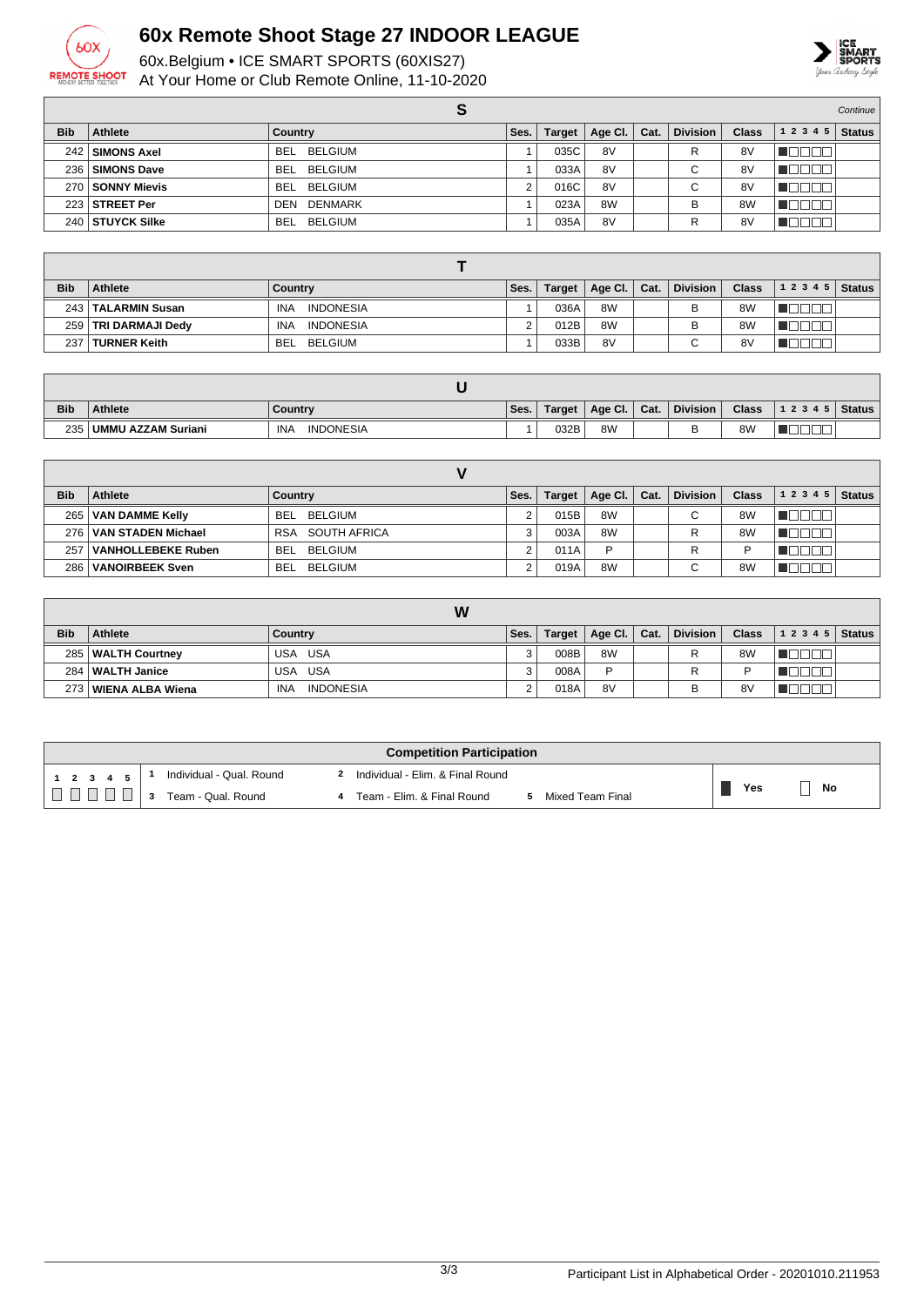# 60x Remote Shoot Stage 27 INDOOR LEAGUE

60x.Belgium • ICE SMART SPORTS (60XIS27)
At Your Home or Club Remote Online, 11-10-2020

**S** *Continue*

| Bib | Athlete | Country | Ses. | Target | Age Cl. | Cat. | Division | Class | 1 2 3 4 5 | Status |
|---|---|---|---|---|---|---|---|---|---|---|
| 242 | **SIMONS Axel** | BEL BELGIUM | 1 | 035C | 8V | | R | 8V | ■□□□□ | |
| 236 | **SIMONS Dave** | BEL BELGIUM | 1 | 033A | 8V | | C | 8V | ■□□□□ | |
| 270 | **SONNY Mievis** | BEL BELGIUM | 2 | 016C | 8V | | C | 8V | ■□□□□ | |
| 223 | **STREET Per** | DEN DENMARK | 1 | 023A | 8W | | B | 8W | ■□□□□ | |
| 240 | **STUYCK Silke** | BEL BELGIUM | 1 | 035A | 8V | | R | 8V | ■□□□□ | |

**T**

| Bib | Athlete | Country | Ses. | Target | Age Cl. | Cat. | Division | Class | 1 2 3 4 5 | Status |
|---|---|---|---|---|---|---|---|---|---|---|
| 243 | **TALARMIN Susan** | INA INDONESIA | 1 | 036A | 8W | | B | 8W | ■□□□□ | |
| 259 | **TRI DARMAJI Dedy** | INA INDONESIA | 2 | 012B | 8W | | B | 8W | ■□□□□ | |
| 237 | **TURNER Keith** | BEL BELGIUM | 1 | 033B | 8V | | C | 8V | ■□□□□ | |

**U**

| Bib | Athlete | Country | Ses. | Target | Age Cl. | Cat. | Division | Class | 1 2 3 4 5 | Status |
|---|---|---|---|---|---|---|---|---|---|---|
| 235 | **UMMU AZZAM Suriani** | INA INDONESIA | 1 | 032B | 8W | | B | 8W | ■□□□□ | |

**V**

| Bib | Athlete | Country | Ses. | Target | Age Cl. | Cat. | Division | Class | 1 2 3 4 5 | Status |
|---|---|---|---|---|---|---|---|---|---|---|
| 265 | **VAN DAMME Kelly** | BEL BELGIUM | 2 | 015B | 8W | | C | 8W | ■□□□□ | |
| 276 | **VAN STADEN Michael** | RSA SOUTH AFRICA | 3 | 003A | 8W | | R | 8W | ■□□□□ | |
| 257 | **VANHOLLEBEKE Ruben** | BEL BELGIUM | 2 | 011A | P | | R | P | ■□□□□ | |
| 286 | **VANOIRBEEK Sven** | BEL BELGIUM | 2 | 019A | 8W | | C | 8W | ■□□□□ | |

**W**

| Bib | Athlete | Country | Ses. | Target | Age Cl. | Cat. | Division | Class | 1 2 3 4 5 | Status |
|---|---|---|---|---|---|---|---|---|---|---|
| 285 | **WALTH Courtney** | USA USA | 3 | 008B | 8W | | R | 8W | ■□□□□ | |
| 284 | **WALTH Janice** | USA USA | 3 | 008A | P | | R | P | ■□□□□ | |
| 273 | **WIENA ALBA Wiena** | INA INDONESIA | 2 | 018A | 8V | | B | 8V | ■□□□□ | |

**Competition Participation**

| 1 2 3 4 5 | | | | |
|---|---|---|---|---|
| □□□□□ | 1 Individual - Qual. Round | 2 Individual - Elim. & Final Round | | ■ Yes □ No |
| | 3 Team - Qual. Round | 4 Team - Elim. & Final Round | 5 Mixed Team Final | |

Participant List in Alphabetical Order - 20201010.211953